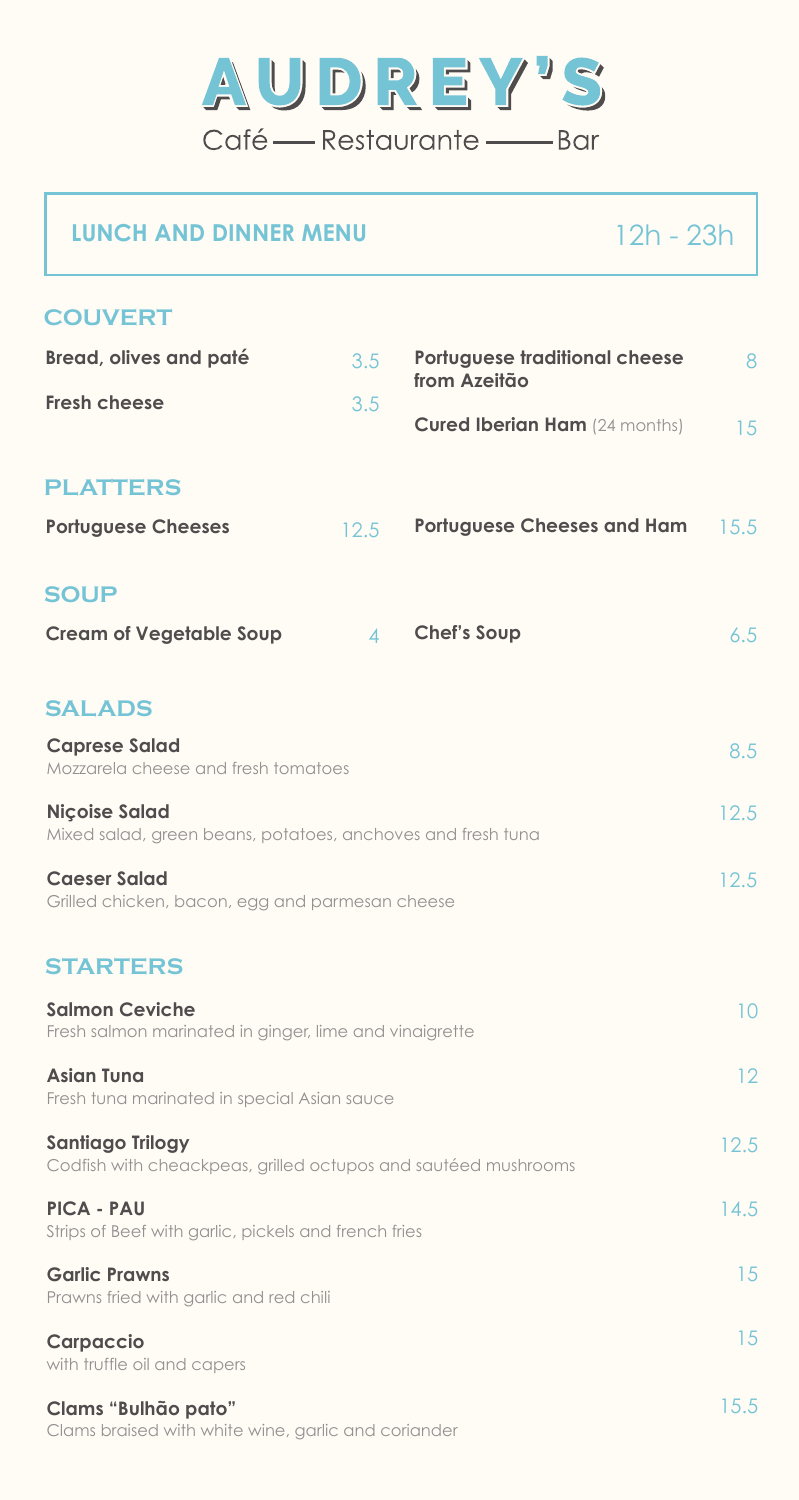# AUDREY'S

Café — Restaurante — Bar

## LUNCH AND DINNER MENU

12h - 23h

### COUVERT

| Item | Price |
|---|---|
| **Bread, olives and paté** | 3.5 |
| **Fresh cheese** | 3.5 |
| **Portuguese traditional cheese from Azeitão** | 8 |
| **Cured Iberian Ham** (24 months) | 15 |

### PLATTERS

| Item | Price |
|---|---|
| **Portuguese Cheeses** | 12.5 |
| **Portuguese Cheeses and Ham** | 15.5 |

### SOUP

| Item | Price |
|---|---|
| **Cream of Vegetable Soup** | 4 |
| **Chef's Soup** | 6.5 |

### SALADS

**Caprese Salad** — 8.5
Mozzarela cheese and fresh tomatoes

**Niçoise Salad** — 12.5
Mixed salad, green beans, potatoes, anchoves and fresh tuna

**Caeser Salad** — 12.5
Grilled chicken, bacon, egg and parmesan cheese

### STARTERS

**Salmon Ceviche** — 10
Fresh salmon marinated in ginger, lime and vinaigrette

**Asian Tuna** — 12
Fresh tuna marinated in special Asian sauce

**Santiago Trilogy** — 12.5
Codfish with cheackpeas, grilled octupos and sautéed mushrooms

**PICA - PAU** — 14.5
Strips of Beef with garlic, pickels and french fries

**Garlic Prawns** — 15
Prawns fried with garlic and red chili

**Carpaccio** — 15
with truffle oil and capers

**Clams "Bulhão pato"** — 15.5
Clams braised with white wine, garlic and coriander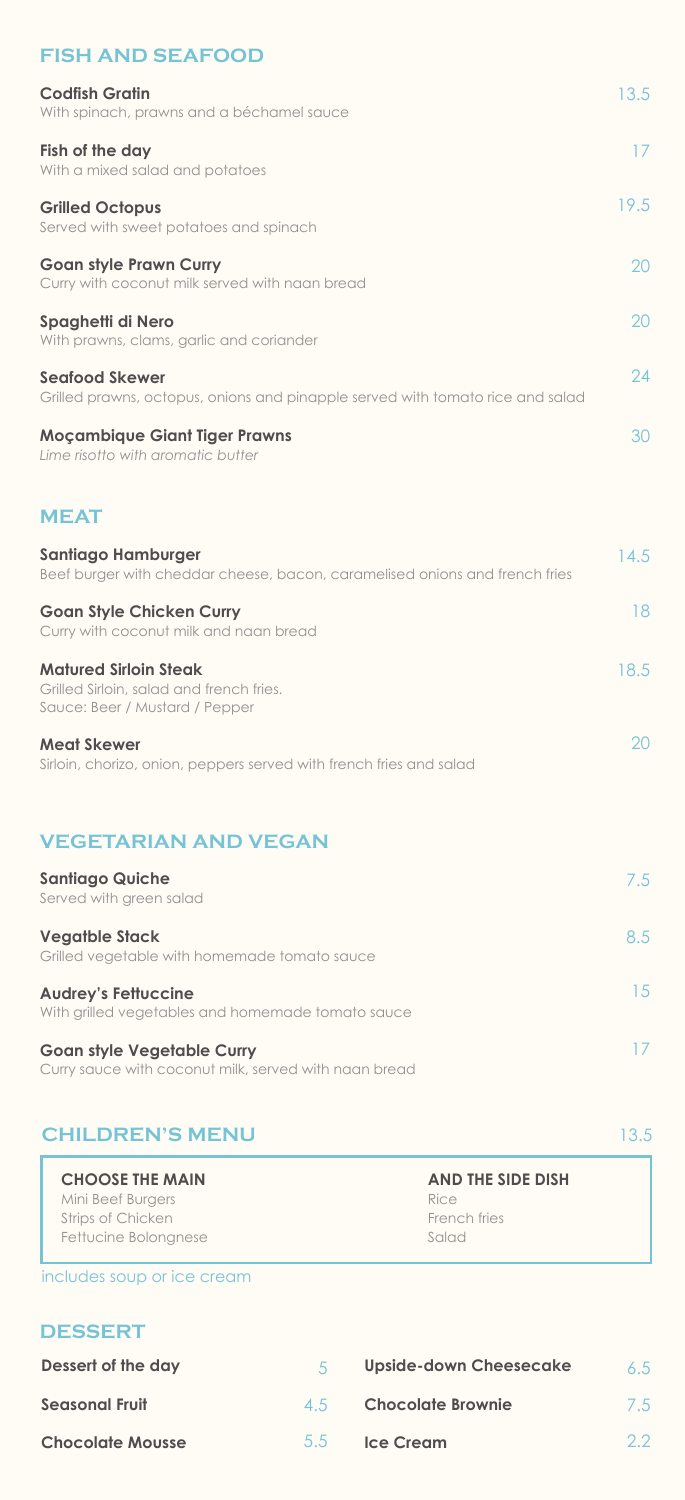## FISH AND SEAFOOD

**Codfish Gratin** 13.5
With spinach, prawns and a béchamel sauce

**Fish of the day** 17
With a mixed salad and potatoes

**Grilled Octopus** 19.5
Served with sweet potatoes and spinach

**Goan style Prawn Curry** 20
Curry with coconut milk served with naan bread

**Spaghetti di Nero** 20
With prawns, clams, garlic and coriander

**Seafood Skewer** 24
Grilled prawns, octopus, onions and pinapple served with tomato rice and salad

**Moçambique Giant Tiger Prawns** 30
*Lime risotto with aromatic butter*

## MEAT

**Santiago Hamburger** 14.5
Beef burger with cheddar cheese, bacon, caramelised onions and french fries

**Goan Style Chicken Curry** 18
Curry with coconut milk and naan bread

**Matured Sirloin Steak** 18.5
Grilled Sirloin, salad and french fries.
Sauce: Beer / Mustard / Pepper

**Meat Skewer** 20
Sirloin, chorizo, onion, peppers served with french fries and salad

## VEGETARIAN AND VEGAN

**Santiago Quiche** 7.5
Served with green salad

**Vegatble Stack** 8.5
Grilled vegetable with homemade tomato sauce

**Audrey's Fettuccine** 15
With grilled vegetables and homemade tomato sauce

**Goan style Vegetable Curry** 17
Curry sauce with coconut milk, served with naan bread

## CHILDREN'S MENU 13.5

| CHOOSE THE MAIN | AND THE SIDE DISH |
|---|---|
| Mini Beef Burgers | Rice |
| Strips of Chicken | French fries |
| Fettucine Bolognese | Salad |

includes soup or ice cream

## DESSERT

| | | | |
|---|---|---|---|
| **Dessert of the day** | 5 | **Upside-down Cheesecake** | 6.5 |
| **Seasonal Fruit** | 4.5 | **Chocolate Brownie** | 7.5 |
| **Chocolate Mousse** | 5.5 | **Ice Cream** | 2.2 |